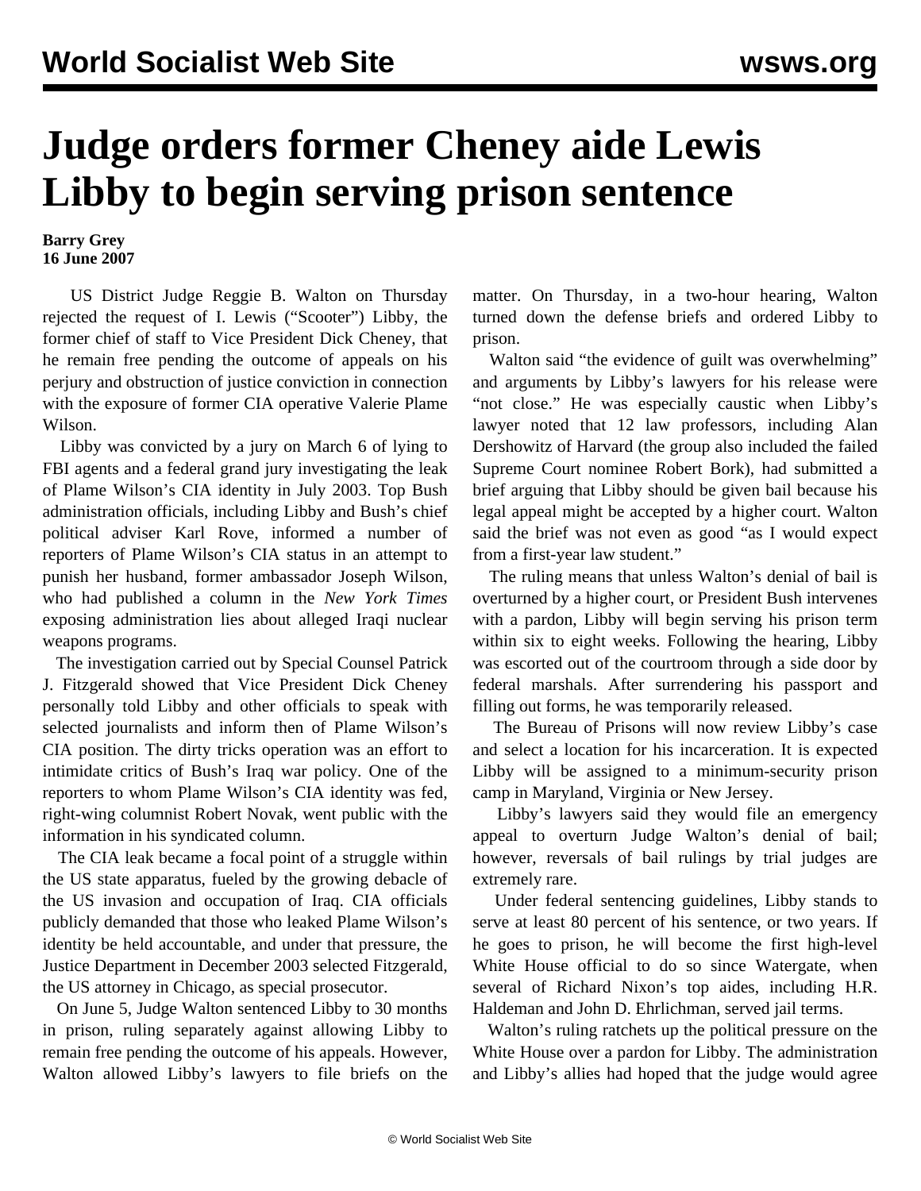# Judge orders former Cheney aide Lewis Libby to begin serving prison sentence

**Barry Grey**
**16 June 2007**

US District Judge Reggie B. Walton on Thursday rejected the request of I. Lewis ("Scooter") Libby, the former chief of staff to Vice President Dick Cheney, that he remain free pending the outcome of appeals on his perjury and obstruction of justice conviction in connection with the exposure of former CIA operative Valerie Plame Wilson.

Libby was convicted by a jury on March 6 of lying to FBI agents and a federal grand jury investigating the leak of Plame Wilson's CIA identity in July 2003. Top Bush administration officials, including Libby and Bush's chief political adviser Karl Rove, informed a number of reporters of Plame Wilson's CIA status in an attempt to punish her husband, former ambassador Joseph Wilson, who had published a column in the *New York Times* exposing administration lies about alleged Iraqi nuclear weapons programs.

The investigation carried out by Special Counsel Patrick J. Fitzgerald showed that Vice President Dick Cheney personally told Libby and other officials to speak with selected journalists and inform then of Plame Wilson's CIA position. The dirty tricks operation was an effort to intimidate critics of Bush's Iraq war policy. One of the reporters to whom Plame Wilson's CIA identity was fed, right-wing columnist Robert Novak, went public with the information in his syndicated column.

The CIA leak became a focal point of a struggle within the US state apparatus, fueled by the growing debacle of the US invasion and occupation of Iraq. CIA officials publicly demanded that those who leaked Plame Wilson's identity be held accountable, and under that pressure, the Justice Department in December 2003 selected Fitzgerald, the US attorney in Chicago, as special prosecutor.

On June 5, Judge Walton sentenced Libby to 30 months in prison, ruling separately against allowing Libby to remain free pending the outcome of his appeals. However, Walton allowed Libby's lawyers to file briefs on the matter. On Thursday, in a two-hour hearing, Walton turned down the defense briefs and ordered Libby to prison.

Walton said "the evidence of guilt was overwhelming" and arguments by Libby's lawyers for his release were "not close." He was especially caustic when Libby's lawyer noted that 12 law professors, including Alan Dershowitz of Harvard (the group also included the failed Supreme Court nominee Robert Bork), had submitted a brief arguing that Libby should be given bail because his legal appeal might be accepted by a higher court. Walton said the brief was not even as good "as I would expect from a first-year law student."

The ruling means that unless Walton's denial of bail is overturned by a higher court, or President Bush intervenes with a pardon, Libby will begin serving his prison term within six to eight weeks. Following the hearing, Libby was escorted out of the courtroom through a side door by federal marshals. After surrendering his passport and filling out forms, he was temporarily released.

The Bureau of Prisons will now review Libby's case and select a location for his incarceration. It is expected Libby will be assigned to a minimum-security prison camp in Maryland, Virginia or New Jersey.

Libby's lawyers said they would file an emergency appeal to overturn Judge Walton's denial of bail; however, reversals of bail rulings by trial judges are extremely rare.

Under federal sentencing guidelines, Libby stands to serve at least 80 percent of his sentence, or two years. If he goes to prison, he will become the first high-level White House official to do so since Watergate, when several of Richard Nixon's top aides, including H.R. Haldeman and John D. Ehrlichman, served jail terms.

Walton's ruling ratchets up the political pressure on the White House over a pardon for Libby. The administration and Libby's allies had hoped that the judge would agree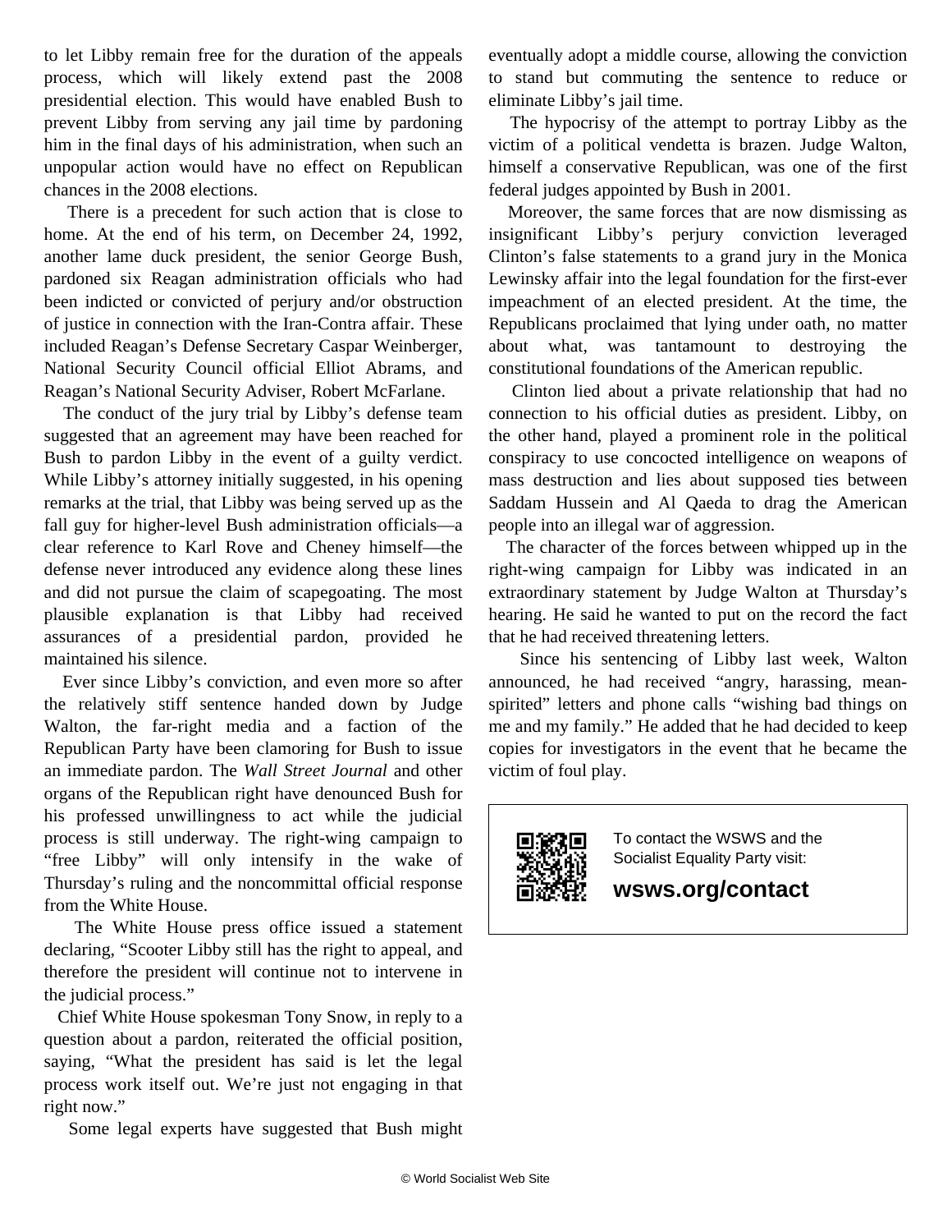to let Libby remain free for the duration of the appeals process, which will likely extend past the 2008 presidential election. This would have enabled Bush to prevent Libby from serving any jail time by pardoning him in the final days of his administration, when such an unpopular action would have no effect on Republican chances in the 2008 elections.

There is a precedent for such action that is close to home. At the end of his term, on December 24, 1992, another lame duck president, the senior George Bush, pardoned six Reagan administration officials who had been indicted or convicted of perjury and/or obstruction of justice in connection with the Iran-Contra affair. These included Reagan's Defense Secretary Caspar Weinberger, National Security Council official Elliot Abrams, and Reagan's National Security Adviser, Robert McFarlane.

The conduct of the jury trial by Libby's defense team suggested that an agreement may have been reached for Bush to pardon Libby in the event of a guilty verdict. While Libby's attorney initially suggested, in his opening remarks at the trial, that Libby was being served up as the fall guy for higher-level Bush administration officials—a clear reference to Karl Rove and Cheney himself—the defense never introduced any evidence along these lines and did not pursue the claim of scapegoating. The most plausible explanation is that Libby had received assurances of a presidential pardon, provided he maintained his silence.

Ever since Libby's conviction, and even more so after the relatively stiff sentence handed down by Judge Walton, the far-right media and a faction of the Republican Party have been clamoring for Bush to issue an immediate pardon. The *Wall Street Journal* and other organs of the Republican right have denounced Bush for his professed unwillingness to act while the judicial process is still underway. The right-wing campaign to "free Libby" will only intensify in the wake of Thursday's ruling and the noncommittal official response from the White House.

The White House press office issued a statement declaring, "Scooter Libby still has the right to appeal, and therefore the president will continue not to intervene in the judicial process."

Chief White House spokesman Tony Snow, in reply to a question about a pardon, reiterated the official position, saying, "What the president has said is let the legal process work itself out. We're just not engaging in that right now."

Some legal experts have suggested that Bush might eventually adopt a middle course, allowing the conviction to stand but commuting the sentence to reduce or eliminate Libby's jail time.

The hypocrisy of the attempt to portray Libby as the victim of a political vendetta is brazen. Judge Walton, himself a conservative Republican, was one of the first federal judges appointed by Bush in 2001.

Moreover, the same forces that are now dismissing as insignificant Libby's perjury conviction leveraged Clinton's false statements to a grand jury in the Monica Lewinsky affair into the legal foundation for the first-ever impeachment of an elected president. At the time, the Republicans proclaimed that lying under oath, no matter about what, was tantamount to destroying the constitutional foundations of the American republic.

Clinton lied about a private relationship that had no connection to his official duties as president. Libby, on the other hand, played a prominent role in the political conspiracy to use concocted intelligence on weapons of mass destruction and lies about supposed ties between Saddam Hussein and Al Qaeda to drag the American people into an illegal war of aggression.

The character of the forces between whipped up in the right-wing campaign for Libby was indicated in an extraordinary statement by Judge Walton at Thursday's hearing. He said he wanted to put on the record the fact that he had received threatening letters.

Since his sentencing of Libby last week, Walton announced, he had received "angry, harassing, mean-spirited" letters and phone calls "wishing bad things on me and my family." He added that he had decided to keep copies for investigators in the event that he became the victim of foul play.

To contact the WSWS and the Socialist Equality Party visit:

**wsws.org/contact**